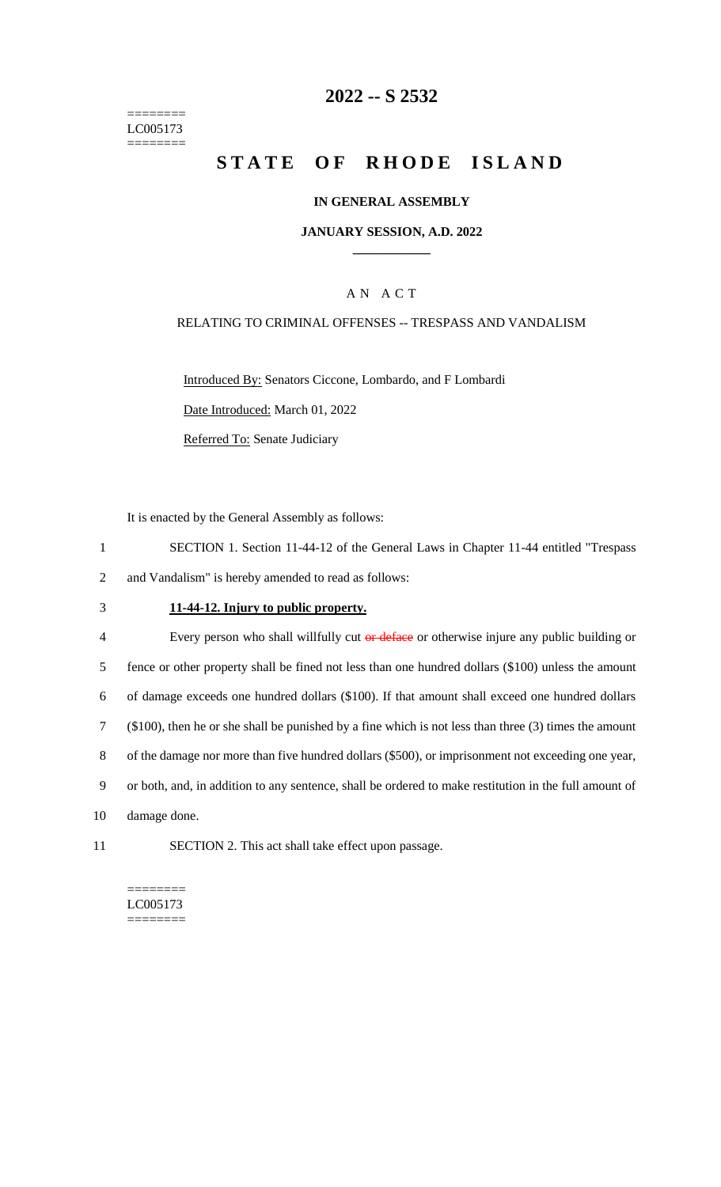========
LC005173
========

# 2022 -- S 2532

# STATE OF RHODE ISLAND

### IN GENERAL ASSEMBLY

### JANUARY SESSION, A.D. 2022

## AN ACT

RELATING TO CRIMINAL OFFENSES -- TRESPASS AND VANDALISM

Introduced By: Senators Ciccone, Lombardo, and F Lombardi

Date Introduced: March 01, 2022

Referred To: Senate Judiciary

It is enacted by the General Assembly as follows:

1 SECTION 1. Section 11-44-12 of the General Laws in Chapter 11-44 entitled "Trespass
2 and Vandalism" is hereby amended to read as follows:

3 **11-44-12. Injury to public property.**

4 Every person who shall willfully cut ~~or deface~~ or otherwise injure any public building or
5 fence or other property shall be fined not less than one hundred dollars ($100) unless the amount
6 of damage exceeds one hundred dollars ($100). If that amount shall exceed one hundred dollars
7 ($100), then he or she shall be punished by a fine which is not less than three (3) times the amount
8 of the damage nor more than five hundred dollars ($500), or imprisonment not exceeding one year,
9 or both, and, in addition to any sentence, shall be ordered to make restitution in the full amount of
10 damage done.

11 SECTION 2. This act shall take effect upon passage.

========
LC005173
========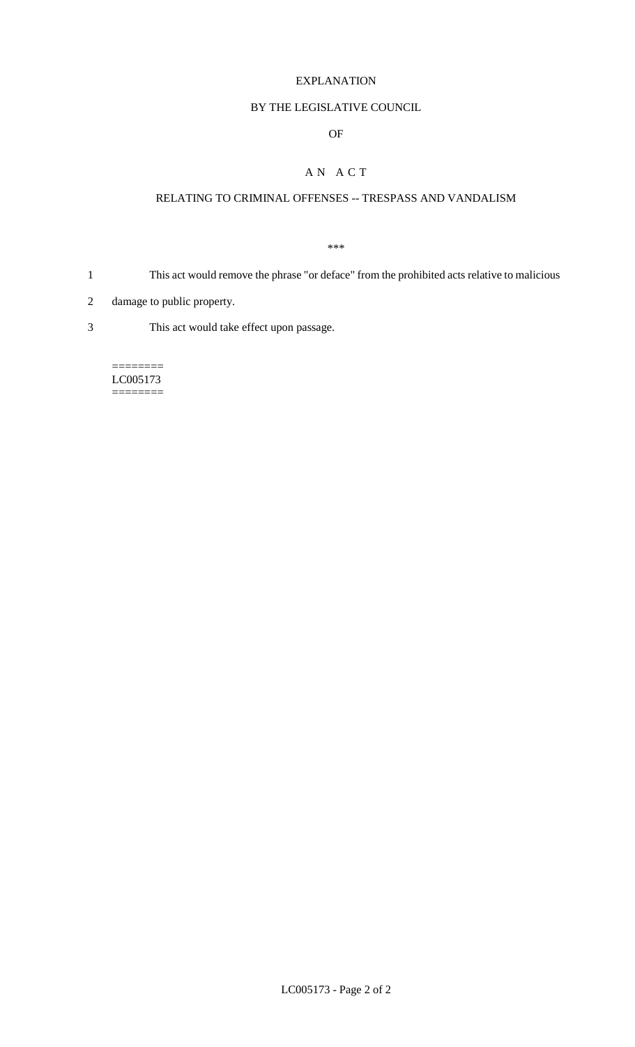EXPLANATION

BY THE LEGISLATIVE COUNCIL

OF

A N A C T

RELATING TO CRIMINAL OFFENSES -- TRESPASS AND VANDALISM

\*\*\*

1 This act would remove the phrase "or deface" from the prohibited acts relative to malicious

2 damage to public property.

3 This act would take effect upon passage.

========
LC005173
========